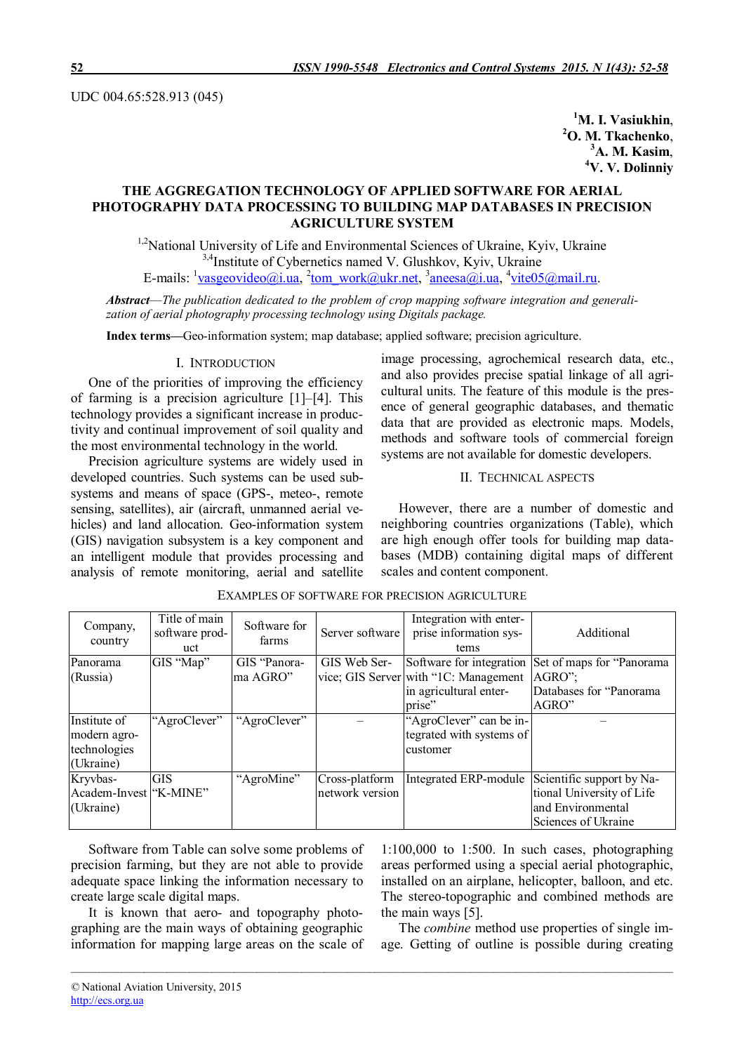UDC 004.65:528.913 (045)

**[1]M. I. Vasiukhin**,
**[2]O. M. Tkachenko**,
**[3]A. M. Kasim**,
**[4]V. V. Dolinniy**

# THE AGGREGATION TECHNOLOGY OF APPLIED SOFTWARE FOR AERIAL PHOTOGRAPHY DATA PROCESSING TO BUILDING MAP DATABASES IN PRECISION AGRICULTURE SYSTEM

[1,2]National University of Life and Environmental Sciences of Ukraine, Kyiv, Ukraine
[3,4]Institute of Cybernetics named V. Glushkov, Kyiv, Ukraine
E-mails: [1]vasgeovideo@i.ua, [2]tom_work@ukr.net, [3]aneesa@i.ua, [4]vite05@mail.ru.

***Abstract****—The publication dedicated to the problem of crop mapping software integration and generalization of aerial photography processing technology using Digitals package.*

**Index terms—**Geo-information system; map database; applied software; precision agriculture.

## I. INTRODUCTION

One of the priorities of improving the efficiency of farming is a precision agriculture [1]–[4]. This technology provides a significant increase in productivity and continual improvement of soil quality and the most environmental technology in the world.

Precision agriculture systems are widely used in developed countries. Such systems can be used subsystems and means of space (GPS-, meteo-, remote sensing, satellites), air (aircraft, unmanned aerial vehicles) and land allocation. Geo-information system (GIS) navigation subsystem is a key component and an intelligent module that provides processing and analysis of remote monitoring, aerial and satellite image processing, agrochemical research data, etc., and also provides precise spatial linkage of all agricultural units. The feature of this module is the presence of general geographic databases, and thematic data that are provided as electronic maps. Models, methods and software tools of commercial foreign systems are not available for domestic developers.

## II. TECHNICAL ASPECTS

However, there are a number of domestic and neighboring countries organizations (Table), which are high enough offer tools for building map databases (MDB) containing digital maps of different scales and content component.

EXAMPLES OF SOFTWARE FOR PRECISION AGRICULTURE

| Company, country | Title of main software product | Software for farms | Server software | Integration with enterprise information systems | Additional |
|---|---|---|---|---|---|
| Panorama (Russia) | GIS “Map” | GIS “Panorama AGRO” | GIS Web Service; GIS Server | Software for integration with “1C: Management in agricultural enterprise” | Set of maps for “Panorama AGRO”; Databases for “Panorama AGRO” |
| Institute of modern agrotechnologies (Ukraine) | “AgroClever” | “AgroClever” | – | “AgroClever” can be integrated with systems of customer | – |
| Kryvbas-Academ-Invest (Ukraine) | GIS “K-MINE” | “AgroMine” | Cross-platform network version | Integrated ERP-module | Scientific support by National University of Life and Environmental Sciences of Ukraine |

Software from Table can solve some problems of precision farming, but they are not able to provide adequate space linking the information necessary to create large scale digital maps.

It is known that aero- and topography photographing are the main ways of obtaining geographic information for mapping large areas on the scale of 1:100,000 to 1:500. In such cases, photographing areas performed using a special aerial photographic, installed on an airplane, helicopter, balloon, and etc. The stereo-topographic and combined methods are the main ways [5].

The *combine* method use properties of single image. Getting of outline is possible during creating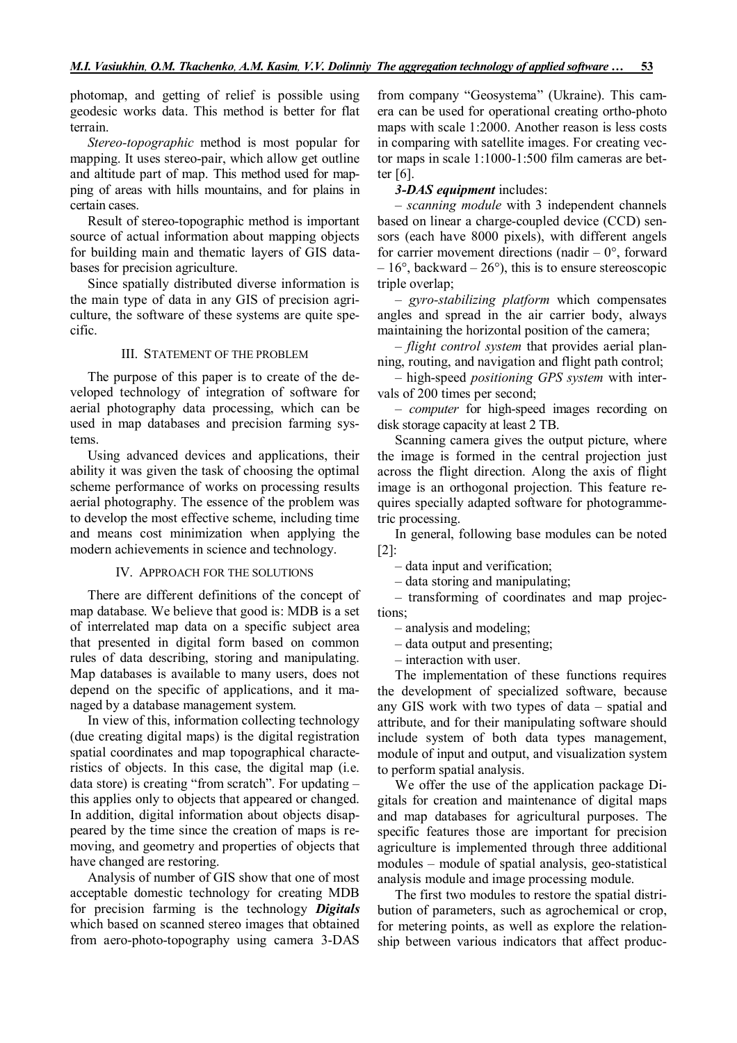photomap, and getting of relief is possible using geodesic works data. This method is better for flat terrain.

*Stereo-topographic* method is most popular for mapping. It uses stereo-pair, which allow get outline and altitude part of map. This method used for mapping of areas with hills mountains, and for plains in certain cases.

Result of stereo-topographic method is important source of actual information about mapping objects for building main and thematic layers of GIS databases for precision agriculture.

Since spatially distributed diverse information is the main type of data in any GIS of precision agriculture, the software of these systems are quite specific.

## III. Statement of the problem

The purpose of this paper is to create of the developed technology of integration of software for aerial photography data processing, which can be used in map databases and precision farming systems.

Using advanced devices and applications, their ability it was given the task of choosing the optimal scheme performance of works on processing results aerial photography. The essence of the problem was to develop the most effective scheme, including time and means cost minimization when applying the modern achievements in science and technology.

## IV. Approach for the solutions

There are different definitions of the concept of map database. We believe that good is: MDB is a set of interrelated map data on a specific subject area that presented in digital form based on common rules of data describing, storing and manipulating. Map databases is available to many users, does not depend on the specific of applications, and it managed by a database management system.

In view of this, information collecting technology (due creating digital maps) is the digital registration spatial coordinates and map topographical characteristics of objects. In this case, the digital map (i.e. data store) is creating "from scratch". For updating – this applies only to objects that appeared or changed. In addition, digital information about objects disappeared by the time since the creation of maps is removing, and geometry and properties of objects that have changed are restoring.

Analysis of number of GIS show that one of most acceptable domestic technology for creating MDB for precision farming is the technology ***Digitals*** which based on scanned stereo images that obtained from aero-photo-topography using camera 3-DAS from company "Geosystema" (Ukraine). This camera can be used for operational creating ortho-photo maps with scale 1:2000. Another reason is less costs in comparing with satellite images. For creating vector maps in scale 1:1000-1:500 film cameras are better [6].

***3-DAS equipment*** includes:

– *scanning module* with 3 independent channels based on linear a charge-coupled device (CCD) sensors (each have 8000 pixels), with different angels for carrier movement directions (nadir – 0°, forward – 16°, backward – 26°), this is to ensure stereoscopic triple overlap;

– *gyro-stabilizing platform* which compensates angles and spread in the air carrier body, always maintaining the horizontal position of the camera;

– *flight control system* that provides aerial planning, routing, and navigation and flight path control;

– high-speed *positioning GPS system* with intervals of 200 times per second;

– *computer* for high-speed images recording on disk storage capacity at least 2 TB.

Scanning camera gives the output picture, where the image is formed in the central projection just across the flight direction. Along the axis of flight image is an orthogonal projection. This feature requires specially adapted software for photogrammetric processing.

In general, following base modules can be noted [2]:

– data input and verification;

– data storing and manipulating;

– transforming of coordinates and map projections;

– analysis and modeling;

– data output and presenting;

– interaction with user.

The implementation of these functions requires the development of specialized software, because any GIS work with two types of data – spatial and attribute, and for their manipulating software should include system of both data types management, module of input and output, and visualization system to perform spatial analysis.

We offer the use of the application package Digitals for creation and maintenance of digital maps and map databases for agricultural purposes. The specific features those are important for precision agriculture is implemented through three additional modules – module of spatial analysis, geo-statistical analysis module and image processing module.

The first two modules to restore the spatial distribution of parameters, such as agrochemical or crop, for metering points, as well as explore the relationship between various indicators that affect produc-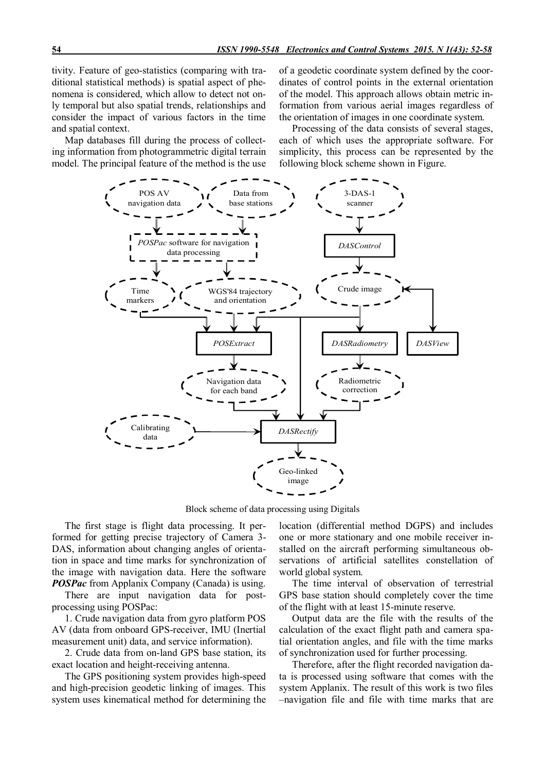tivity. Feature of geo-statistics (comparing with traditional statistical methods) is spatial aspect of phenomena is considered, which allow to detect not only temporal but also spatial trends, relationships and consider the impact of various factors in the time and spatial context.

Map databases fill during the process of collecting information from photogrammetric digital terrain model. The principal feature of the method is the use of a geodetic coordinate system defined by the coordinates of control points in the external orientation of the model. This approach allows obtain metric information from various aerial images regardless of the orientation of images in one coordinate system.

Processing of the data consists of several stages, each of which uses the appropriate software. For simplicity, this process can be represented by the following block scheme shown in Figure.

Block scheme of data processing using Digitals

The first stage is flight data processing. It performed for getting precise trajectory of Camera 3-DAS, information about changing angles of orientation in space and time marks for synchronization of the image with navigation data. Here the software ***POSPac*** from Applanix Company (Canada) is using.

There are input navigation data for post-processing using POSPac:

1. Crude navigation data from gyro platform POS AV (data from onboard GPS-receiver, IMU (Inertial measurement unit) data, and service information).

2. Crude data from on-land GPS base station, its exact location and height-receiving antenna.

The GPS positioning system provides high-speed and high-precision geodetic linking of images. This system uses kinematical method for determining the location (differential method DGPS) and includes one or more stationary and one mobile receiver installed on the aircraft performing simultaneous observations of artificial satellites constellation of world global system.

The time interval of observation of terrestrial GPS base station should completely cover the time of the flight with at least 15-minute reserve.

Output data are the file with the results of the calculation of the exact flight path and camera spatial orientation angles, and file with the time marks of synchronization used for further processing.

Therefore, after the flight recorded navigation data is processed using software that comes with the system Applanix. The result of this work is two files –navigation file and file with time marks that are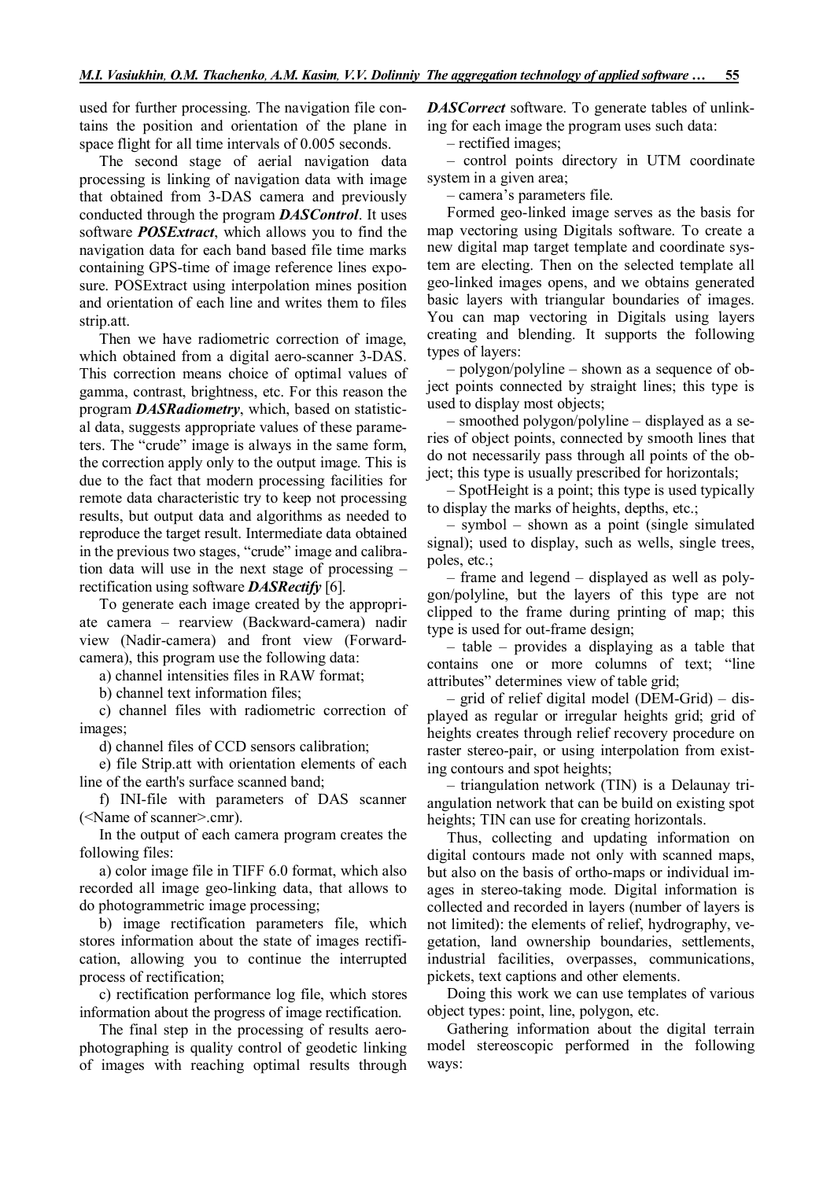used for further processing. The navigation file contains the position and orientation of the plane in space flight for all time intervals of 0.005 seconds.

The second stage of aerial navigation data processing is linking of navigation data with image that obtained from 3-DAS camera and previously conducted through the program ***DASControl***. It uses software ***POSExtract***, which allows you to find the navigation data for each band based file time marks containing GPS-time of image reference lines exposure. POSExtract using interpolation mines position and orientation of each line and writes them to files strip.att.

Then we have radiometric correction of image, which obtained from a digital aero-scanner 3-DAS. This correction means choice of optimal values of gamma, contrast, brightness, etc. For this reason the program ***DASRadiometry***, which, based on statistical data, suggests appropriate values of these parameters. The "crude" image is always in the same form, the correction apply only to the output image. This is due to the fact that modern processing facilities for remote data characteristic try to keep not processing results, but output data and algorithms as needed to reproduce the target result. Intermediate data obtained in the previous two stages, "crude" image and calibration data will use in the next stage of processing – rectification using software ***DASRectify*** [6].

To generate each image created by the appropriate camera – rearview (Backward-camera) nadir view (Nadir-camera) and front view (Forward-camera), this program use the following data:

a) channel intensities files in RAW format;

b) channel text information files;

c) channel files with radiometric correction of images;

d) channel files of CCD sensors calibration;

e) file Strip.att with orientation elements of each line of the earth's surface scanned band;

f) INI-file with parameters of DAS scanner (<Name of scanner>.cmr).

In the output of each camera program creates the following files:

a) color image file in TIFF 6.0 format, which also recorded all image geo-linking data, that allows to do photogrammetric image processing;

b) image rectification parameters file, which stores information about the state of images rectification, allowing you to continue the interrupted process of rectification;

c) rectification performance log file, which stores information about the progress of image rectification.

The final step in the processing of results aerophotographing is quality control of geodetic linking of images with reaching optimal results through ***DASCorrect*** software. To generate tables of unlinking for each image the program uses such data:

– rectified images;

– control points directory in UTM coordinate system in a given area;

– camera's parameters file.

Formed geo-linked image serves as the basis for map vectoring using Digitals software. To create a new digital map target template and coordinate system are electing. Then on the selected template all geo-linked images opens, and we obtains generated basic layers with triangular boundaries of images. You can map vectoring in Digitals using layers creating and blending. It supports the following types of layers:

– polygon/polyline – shown as a sequence of object points connected by straight lines; this type is used to display most objects;

– smoothed polygon/polyline – displayed as a series of object points, connected by smooth lines that do not necessarily pass through all points of the object; this type is usually prescribed for horizontals;

– SpotHeight is a point; this type is used typically to display the marks of heights, depths, etc.;

– symbol – shown as a point (single simulated signal); used to display, such as wells, single trees, poles, etc.;

– frame and legend – displayed as well as polygon/polyline, but the layers of this type are not clipped to the frame during printing of map; this type is used for out-frame design;

– table – provides a displaying as a table that contains one or more columns of text; "line attributes" determines view of table grid;

– grid of relief digital model (DEM-Grid) – displayed as regular or irregular heights grid; grid of heights creates through relief recovery procedure on raster stereo-pair, or using interpolation from existing contours and spot heights;

– triangulation network (TIN) is a Delaunay triangulation network that can be build on existing spot heights; TIN can use for creating horizontals.

Thus, collecting and updating information on digital contours made not only with scanned maps, but also on the basis of ortho-maps or individual images in stereo-taking mode. Digital information is collected and recorded in layers (number of layers is not limited): the elements of relief, hydrography, vegetation, land ownership boundaries, settlements, industrial facilities, overpasses, communications, pickets, text captions and other elements.

Doing this work we can use templates of various object types: point, line, polygon, etc.

Gathering information about the digital terrain model stereoscopic performed in the following ways: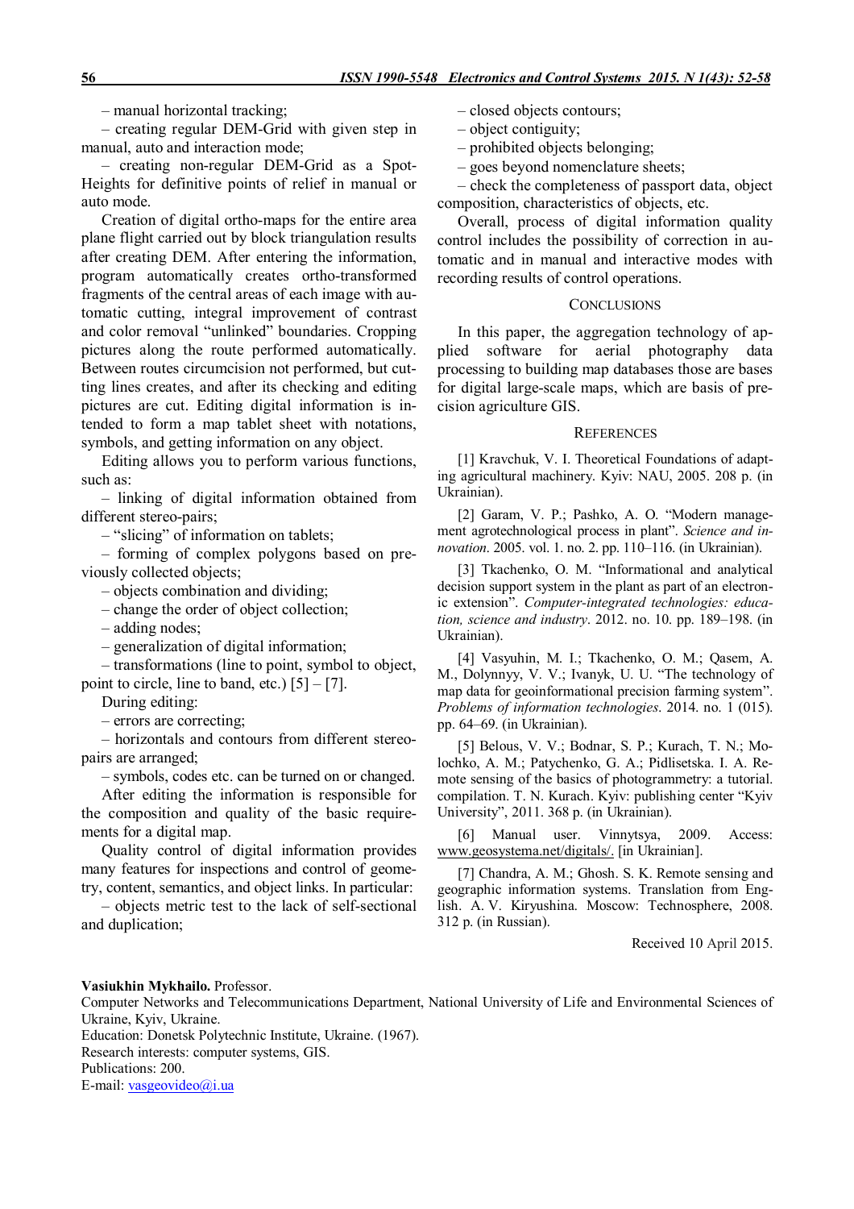– manual horizontal tracking;

– creating regular DEM-Grid with given step in manual, auto and interaction mode;

– creating non-regular DEM-Grid as a Spot-Heights for definitive points of relief in manual or auto mode.

Creation of digital ortho-maps for the entire area plane flight carried out by block triangulation results after creating DEM. After entering the information, program automatically creates ortho-transformed fragments of the central areas of each image with automatic cutting, integral improvement of contrast and color removal "unlinked" boundaries. Cropping pictures along the route performed automatically. Between routes circumcision not performed, but cutting lines creates, and after its checking and editing pictures are cut. Editing digital information is intended to form a map tablet sheet with notations, symbols, and getting information on any object.

Editing allows you to perform various functions, such as:

– linking of digital information obtained from different stereo-pairs;

– "slicing" of information on tablets;

– forming of complex polygons based on previously collected objects;

– objects combination and dividing;

– change the order of object collection;

– adding nodes;

– generalization of digital information;

– transformations (line to point, symbol to object, point to circle, line to band, etc.) [5] – [7].

During editing:

– errors are correcting;

– horizontals and contours from different stereo-pairs are arranged;

– symbols, codes etc. can be turned on or changed.

After editing the information is responsible for the composition and quality of the basic requirements for a digital map.

Quality control of digital information provides many features for inspections and control of geometry, content, semantics, and object links. In particular:

– objects metric test to the lack of self-sectional and duplication;

– closed objects contours;

– object contiguity;

– prohibited objects belonging;

– goes beyond nomenclature sheets;

– check the completeness of passport data, object composition, characteristics of objects, etc.

Overall, process of digital information quality control includes the possibility of correction in automatic and in manual and interactive modes with recording results of control operations.

## Conclusions

In this paper, the aggregation technology of applied software for aerial photography data processing to building map databases those are bases for digital large-scale maps, which are basis of precision agriculture GIS.

## References

[1] Kravchuk, V. I. Theoretical Foundations of adapting agricultural machinery. Kyiv: NAU, 2005. 208 p. (in Ukrainian).

[2] Garam, V. P.; Pashko, A. O. "Modern management agrotechnological process in plant". *Science and innovation*. 2005. vol. 1. no. 2. pp. 110–116. (in Ukrainian).

[3] Tkachenko, O. M. "Informational and analytical decision support system in the plant as part of an electronic extension". *Computer-integrated technologies: education, science and industry*. 2012. no. 10. pp. 189–198. (in Ukrainian).

[4] Vasyuhin, M. I.; Tkachenko, O. M.; Qasem, A. M., Dolynnyy, V. V.; Ivanyk, U. U. "The technology of map data for geoinformational precision farming system". *Problems of information technologies*. 2014. no. 1 (015). pp. 64–69. (in Ukrainian).

[5] Belous, V. V.; Bodnar, S. P.; Kurach, T. N.; Molochko, A. M.; Patychenko, G. A.; Pidlisetska. I. A. Remote sensing of the basics of photogrammetry: a tutorial. compilation. T. N. Kurach. Kyiv: publishing center "Kyiv University", 2011. 368 p. (in Ukrainian).

[6] Manual user. Vinnytsya, 2009. Access: www.geosystema.net/digitals/. [in Ukrainian].

[7] Chandra, A. M.; Ghosh. S. K. Remote sensing and geographic information systems. Translation from English. A. V. Kiryushina. Moscow: Technosphere, 2008. 312 p. (in Russian).

Received 10 April 2015.

**Vasiukhin Mykhailo.** Professor.

Computer Networks and Telecommunications Department, National University of Life and Environmental Sciences of Ukraine, Kyiv, Ukraine.

Education: Donetsk Polytechnic Institute, Ukraine. (1967).

Research interests: computer systems, GIS.

Publications: 200.

E-mail: vasgeovideo@i.ua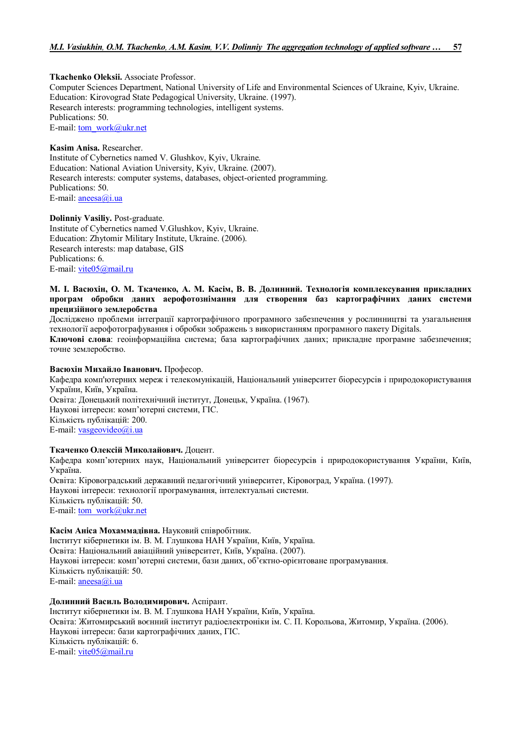**Tkachenko Oleksii.** Associate Professor.
Computer Sciences Department, National University of Life and Environmental Sciences of Ukraine, Kyiv, Ukraine.
Education: Kirovograd State Pedagogical University, Ukraine. (1997).
Research interests: programming technologies, intelligent systems.
Publications: 50.
E-mail: tom_work@ukr.net

**Kasim Anisa.** Researcher.
Institute of Cybernetics named V. Glushkov, Kyiv, Ukraine.
Education: National Aviation University, Kyiv, Ukraine. (2007).
Research interests: computer systems, databases, object-oriented programming.
Publications: 50.
E-mail: aneesa@i.ua

**Dolinniy Vasiliy.** Post-graduate.
Institute of Cybernetics named V.Glushkov, Kyiv, Ukraine.
Education: Zhytomir Military Institute, Ukraine. (2006).
Research interests: map database, GIS
Publications: 6.
E-mail: vite05@mail.ru

**М. І. Васюхін, О. М. Ткаченко, А. М. Касім, В. В. Долинний. Технологія комплексування прикладних програм обробки даних аерофотознімання для створення баз картографічних даних системи прецизійного землеробства**

Досліджено проблеми інтеграції картографічного програмного забезпечення у рослинництві та узагальнення технології аерофотографування і обробки зображень з використанням програмного пакету Digitals.

**Ключові слова**: геоінформаційна система; база картографічних даних; прикладне програмне забезпечення; точне землеробство.

**Васюхін Михайло Іванович.** Професор.
Кафедра комп'ютерних мереж і телекомунікацій, Національний університет біоресурсів і природокористування України, Київ, Україна.
Освіта: Донецький політехнічний інститут, Донецьк, Україна. (1967).
Наукові інтереси: комп'ютерні системи, ГІС.
Кількість публікацій: 200.
E-mail: vasgeovideo@i.ua

**Ткаченко Олексій Миколайович.** Доцент.
Кафедра комп'ютерних наук, Національний університет біоресурсів і природокористування України, Київ, Україна.
Освіта: Кіровоградський державний педагогічний університет, Кіровоград, Україна. (1997).
Наукові інтереси: технології програмування, інтелектуальні системи.
Кількість публікацій: 50.
E-mail: tom_work@ukr.net

**Касім Аніса Мохаммадівна.** Науковий співробітник.
Інститут кібернетики ім. В. М. Глушкова НАН України, Київ, Україна.
Освіта: Національний авіаційний університет, Київ, Україна. (2007).
Наукові інтереси: комп'ютерні системи, бази даних, об'єктно-орієнтоване програмування.
Кількість публікацій: 50.
E-mail: aneesa@i.ua

**Долинний Василь Володимирович.** Аспірант.
Інститут кібернетики ім. В. М. Глушкова НАН України, Київ, Україна.
Освіта: Житомирський воєнний інститут радіоелектроніки ім. С. П. Корольова, Житомир, Україна. (2006).
Наукові інтереси: бази картографічних даних, ГІС.
Кількість публікацій: 6.
E-mail: vite05@mail.ru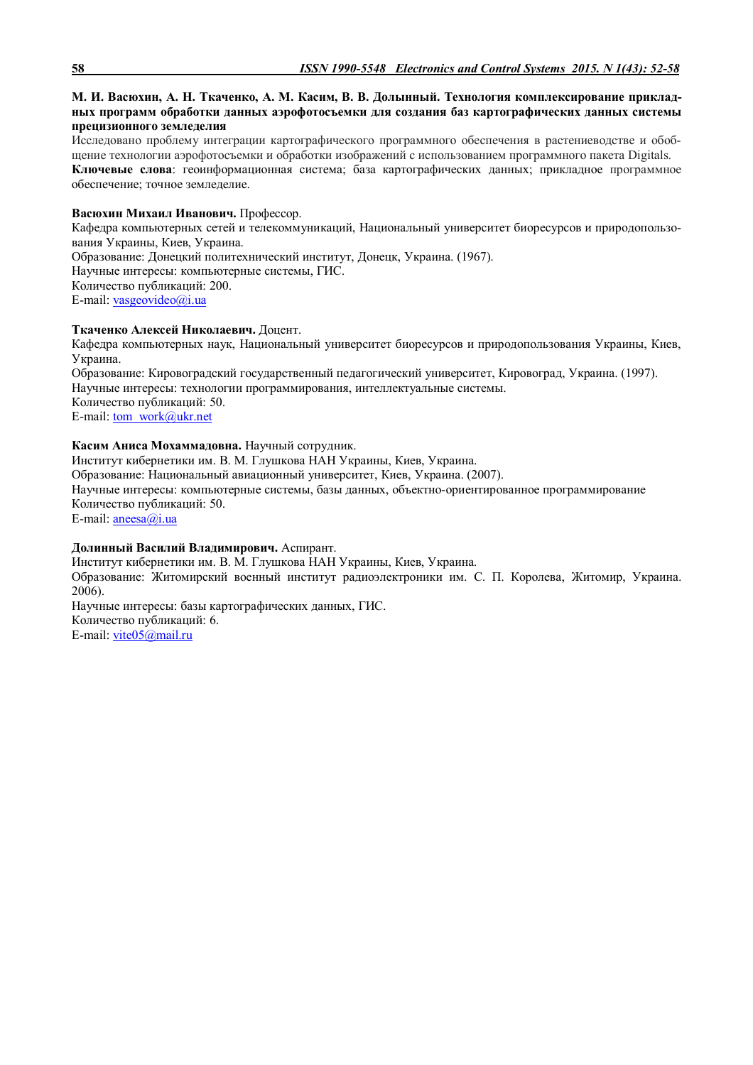**М. И. Васюхин, А. Н. Ткаченко, А. М. Касим, В. В. Долынный. Технология комплексирование прикладных программ обработки данных аэрофотосъемки для создания баз картографических данных системы прецизионного земледелия**

Исследовано проблему интеграции картографического программного обеспечения в растениеводстве и обобщение технологии аэрофотосъемки и обработки изображений с использованием программного пакета Digitals.

**Ключевые слова**: геоинформационная система; база картографических данных; прикладное программное обеспечение; точное земледелие.

**Васюхин Михаил Иванович.** Профессор.

Кафедра компьютерных сетей и телекоммуникаций, Национальный университет биоресурсов и природопользования Украины, Киев, Украина.

Образование: Донецкий политехнический институт, Донецк, Украина. (1967).

Научные интересы: компьютерные системы, ГИС.

Количество публикаций: 200.

E-mail: vasgeovideo@i.ua

**Ткаченко Алексей Николаевич.** Доцент.

Кафедра компьютерных наук, Национальный университет биоресурсов и природопользования Украины, Киев, Украина.

Образование: Кировоградский государственный педагогический университет, Кировоград, Украина. (1997).

Научные интересы: технологии программирования, интеллектуальные системы.

Количество публикаций: 50.

E-mail: tom_work@ukr.net

**Касим Аниса Мохаммадовна.** Научный сотрудник.

Институт кибернетики им. В. М. Глушкова НАН Украины, Киев, Украина.

Образование: Национальный авиационный университет, Киев, Украина. (2007).

Научные интересы: компьютерные системы, базы данных, объектно-ориентированное программирование

Количество публикаций: 50.

E-mail: aneesa@i.ua

**Долинный Василий Владимирович.** Аспирант.

Институт кибернетики им. В. М. Глушкова НАН Украины, Киев, Украина.

Образование: Житомирский военный институт радиоэлектроники им. С. П. Королева, Житомир, Украина. 2006).

Научные интересы: базы картографических данных, ГИС.

Количество публикаций: 6.

E-mail: vite05@mail.ru